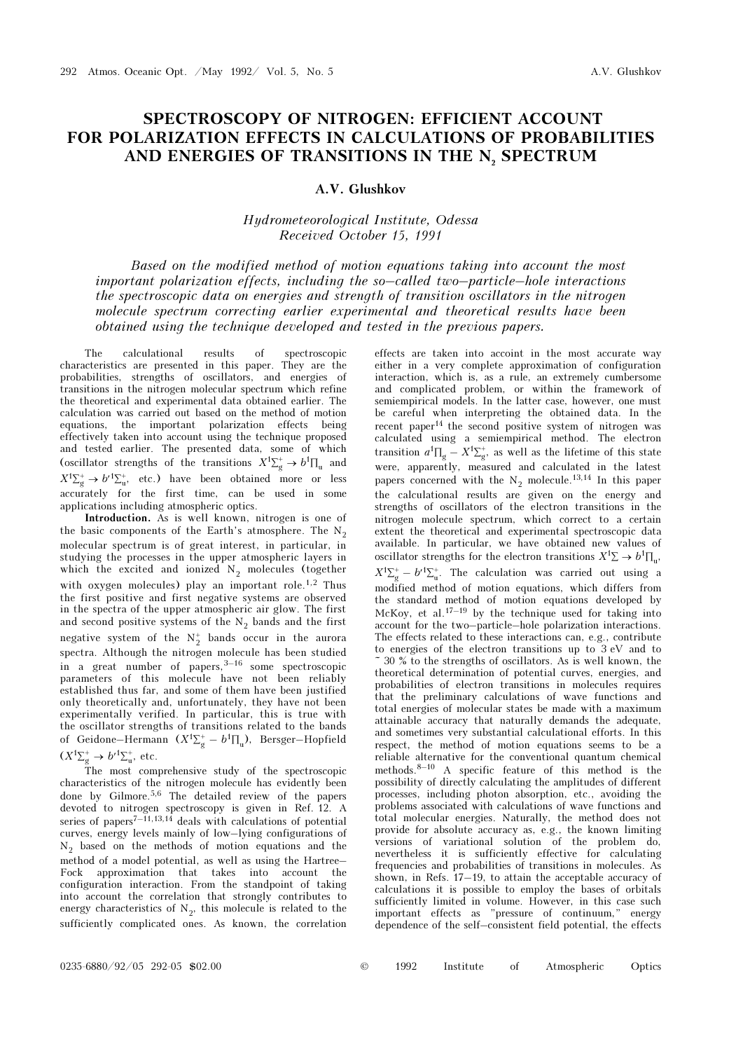# SPECTROSCOPY OF NITROGEN: EFFICIENT ACCOUNT FOR POLARIZATION EFFECTS IN CALCULATIONS OF PROBABILITIES AND ENERGIES OF TRANSITIONS IN THE $N_2$ SPECTRUM

**A.V. Glushkov**

*Hydrometeorological Institute, Odessa*
*Received October 15, 1991*

*Based on the modified method of motion equations taking into account the most important polarization effects, including the so–called two–particle–hole interactions the spectroscopic data on energies and strength of transition oscillators in the nitrogen molecule spectrum correcting earlier experimental and theoretical results have been obtained using the technique developed and tested in the previous papers.*

The calculational results of spectroscopic characteristics are presented in this paper. They are the probabilities, strengths of oscillators, and energies of transitions in the nitrogen molecular spectrum which refine the theoretical and experimental data obtained earlier. The calculation was carried out based on the method of motion equations, the important polarization effects being effectively taken into account using the technique proposed and tested earlier. The presented data, some of which (oscillator strengths of the transitions $X^1\Sigma_g^+ \to b^1\Pi_u$ and $X^1\Sigma_g^+ \to b'^1\Sigma_u^+$, etc.) have been obtained more or less accurately for the first time, can be used in some applications including atmospheric optics.

**Introduction.** As is well known, nitrogen is one of the basic components of the Earth's atmosphere. The $N_2$ molecular spectrum is of great interest, in particular, in studying the processes in the upper atmospheric layers in which the excited and ionized $N_2$ molecules (together with oxygen molecules) play an important role.[1,2] Thus the first positive and first negative systems are observed in the spectra of the upper atmospheric air glow. The first and second positive systems of the $N_2$ bands and the first negative system of the $N_2^+$ bands occur in the aurora spectra. Although the nitrogen molecule has been studied in a great number of papers,[3–16] some spectroscopic parameters of this molecule have not been reliably established thus far, and some of them have been justified only theoretically and, unfortunately, they have not been experimentally verified. In particular, this is true with the oscillator strengths of transitions related to the bands of Geidone–Hermann ($X^1\Sigma_g^+ - b^1\Pi_u$), Bersger–Hopfield ($X^1\Sigma_g^+ \to b'^1\Sigma_u^+$, etc.

The most comprehensive study of the spectroscopic characteristics of the nitrogen molecule has evidently been done by Gilmore.[5,6] The detailed review of the papers devoted to nitrogen spectroscopy is given in Ref. 12. A series of papers[7–11,13,14] deals with calculations of potential curves, energy levels mainly of low–lying configurations of $N_2$ based on the methods of motion equations and the method of a model potential, as well as using the Hartree–Fock approximation that takes into account the configuration interaction. From the standpoint of taking into account the correlation that strongly contributes to energy characteristics of $N_2$, this molecule is related to the sufficiently complicated ones. As known, the correlation effects are taken into acoint in the most accurate way either in a very complete approximation of configuration interaction, which is, as a rule, an extremely cumbersome and complicated problem, or within the framework of semiempirical models. In the latter case, however, one must be careful when interpreting the obtained data. In the recent paper[14] the second positive system of nitrogen was calculated using a semiempirical method. The electron transition $a^1\Pi_g - X^1\Sigma_g^+$, as well as the lifetime of this state were, apparently, measured and calculated in the latest papers concerned with the $N_2$ molecule.[13,14] In this paper the calculational results are given on the energy and strengths of oscillators of the electron transitions in the nitrogen molecule spectrum, which correct to a certain extent the theoretical and experimental spectroscopic data available. In particular, we have obtained new values of oscillator strengths for the electron transitions $X^1\Sigma \to b^1\Pi_u$, $X^1\Sigma_g^+ - b'^1\Sigma_u^+$. The calculation was carried out using a modified method of motion equations, which differs from the standard method of motion equations developed by McKoy, et al.[17–19] by the technique used for taking into account for the two–particle–hole polarization interactions. The effects related to these interactions can, e.g., contribute to energies of the electron transitions up to 3 eV and to ~ 30 % to the strengths of oscillators. As is well known, the theoretical determination of potential curves, energies, and probabilities of electron transitions in molecules requires that the preliminary calculations of wave functions and total energies of molecular states be made with a maximum attainable accuracy that naturally demands the adequate, and sometimes very substantial calculational efforts. In this respect, the method of motion equations seems to be a reliable alternative for the conventional quantum chemical methods.[8–10] A specific feature of this method is the possibility of directly calculating the amplitudes of different processes, including photon absorption, etc., avoiding the problems associated with calculations of wave functions and total molecular energies. Naturally, the method does not provide for absolute accuracy as, e.g., the known limiting versions of variational solution of the problem do, nevertheless it is sufficiently effective for calculating frequencies and probabilities of transitions in molecules. As shown, in Refs. 17–19, to attain the acceptable accuracy of calculations it is possible to employ the bases of orbitals sufficiently limited in volume. However, in this case such important effects as "pressure of continuum," energy dependence of the self–consistent field potential, the effects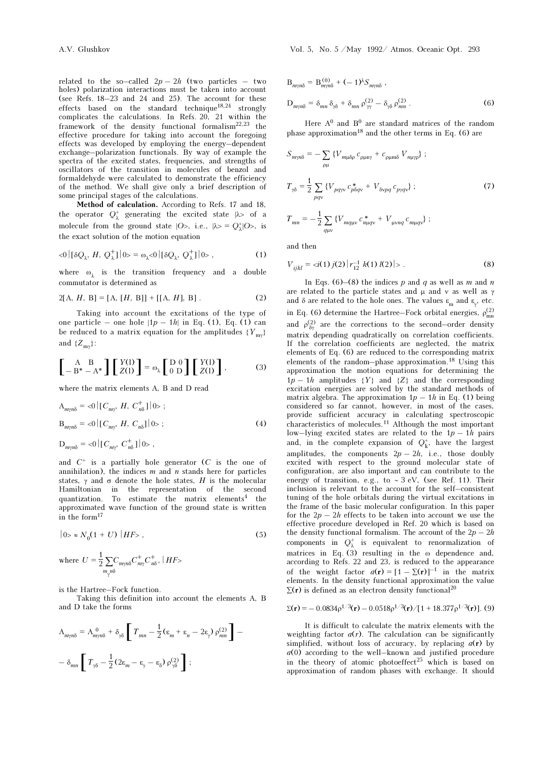related to the so–called $2p - 2h$ (two particles – two holes) polarization interactions must be taken into account (see Refs. 18–23 and 24 and 25). The account for these effects based on the standard technique[18,24] strongly complicates the calculations. In Refs. 20, 21 within the framework of the density functional formalism[22,23] the effective procedure for taking into account the foregoing effects was developed by employing the energy–dependent exchange–polarization functionals. By way of example the spectra of the excited states, frequencies, and strengths of oscillators of the transition in molecules of benzol and formaldehyde were calculated to demonstrate the efficiency of the method. We shall give only a brief description of some principal stages of the calculations.

**Method of calculation.** According to Refs. 17 and 18, the operator $Q^+_\lambda$ generating the excited state $|\lambda>$ of a molecule from the ground state $|O>$, i.e., $|\lambda> = Q^+_\lambda|O>$, is the exact solution of the motion equation

$$<0|[\delta Q_\lambda, H, Q^+_\lambda]|0> = \omega_\lambda <0|[\delta Q_\lambda, Q^+_\lambda]|0> , \tag{1}$$

where $\omega_\lambda$ is the transition frequency and a double commutator is determined as

$$2[A, H, B] = [A, [H, B]] + [[A, H], B] . \tag{2}$$

Taking into account the excitations of the type of one particle – one hole $|1p - 1h|$ in Eq. (1), Eq. (1) can be reduced to a matrix equation for the amplitudes $\{Y_{m\gamma}\}$ and $\{Z_{m\gamma}\}$:

$$\begin{bmatrix} A & B \\ -B^* & -A^* \end{bmatrix} \begin{bmatrix} Y(1) \\ Z(1) \end{bmatrix} = \omega_\lambda \begin{bmatrix} D & 0 \\ 0 & D \end{bmatrix} \begin{bmatrix} Y(1) \\ Z(1) \end{bmatrix} , \tag{3}$$

where the matrix elements A, B and D read

$$A_{m\gamma n\delta} = <0|[C_{m\gamma}, H, C^+_{n\delta}]|0> ;$$

$$B_{m\gamma n\delta} = <0|[C_{m\gamma}, H, C_{n\delta}]|0> ; \tag{4}$$

$$D_{m\gamma n\delta} = <0|[C_{m\gamma}, C^+_{n\delta}]|0> ,$$

and $C^+$ is a partially hole generator ($C$ is the one of annihilation), the indices $m$ and $n$ stands here for particles states, $\gamma$ and $\sigma$ denote the hole states, $H$ is the molecular Hamiltonian in the representation of the second quantization. To estimate the matrix elements[4] the approximated wave function of the ground state is written in the form[17]

$$|0> \approx N_0(1 + U)\, |HF> , \tag{5}$$

where $U = \frac{1}{2} \sum_{m\gamma n\delta} C_{m\gamma n\delta} C^+_{m\gamma} C^+_{n\delta}$, $|HF>$

is the Hartree–Fock function.

Taking this definition into account the elements A, B and D take the forms

$$A_{m\gamma n\delta} = A^0_{m\gamma n\delta} + \delta_{\gamma\delta} \left[ T_{mn} - \frac{1}{2}(\varepsilon_m + \varepsilon_n - 2\varepsilon_\gamma)\, \rho^{(2)}_{mn} \right] -$$

$$- \delta_{mn} \left[ T_{\gamma\delta} - \frac{1}{2}(2\varepsilon_m - \varepsilon_\gamma - \varepsilon_\delta)\, \rho^{(2)}_{\gamma\delta} \right] ;$$

$$B_{m\gamma n\delta} = B^{(0)}_{m\gamma n\delta} + (-1)^\lambda S_{m\gamma n\delta} ,$$

$$D_{m\gamma n\delta} = \delta_{mn}\, \delta_{\gamma\delta} + \delta_{mn}\, \rho^{(2)}_{\gamma\gamma} - \delta_{\gamma\delta}\, \rho^{(2)}_{mn} . \tag{6}$$

Here $A^0$ and $B^0$ are standard matrices of the random phase approximation[18] and the other terms in Eq. (6) are

$$S_{m\gamma n\delta} = - \sum_{\rho\mu} \{V_{m\mu\delta\rho}\, c_{\rho\mu n\gamma} + c_{\rho\mu m\delta}\, V_{n\mu\gamma\rho}\} ;$$

$$T_{\gamma\delta} = \frac{1}{2} \sum_{pq\nu} \{V_{pq\gamma\nu}\, c^*_{p\delta q\nu} + V_{\delta\nu pq}\, c_{p\gamma q\nu}\} ; \tag{7}$$

$$T_{mn} = - \frac{1}{2} \sum_{q\mu\nu} \{V_{mq\mu\nu}\, c^*_{n\mu q\nu} + V_{\mu\nu nq}\, c_{m\mu q\nu}\} ;$$

and then

$$V_{ijkl} = <i(1)\, j(2)|\, r^{-1}_{12}\, k(1)\, l(2)|> . \tag{8}$$

In Eqs. (6)–(8) the indices $p$ and $q$ as well as $m$ and $n$ are related to the particle states and $\mu$ and $\nu$ as well as $\gamma$ and $\delta$ are related to the hole ones. The values $\varepsilon_m$ and $\varepsilon_\gamma$, etc. in Eq. (6) determine the Hartree–Fock orbital energies, $\rho^{(2)}_{mn}$ and $\rho^{(2)}_{\delta\gamma}$ are the corrections to the second–order density matrix depending quadratically on correlation coefficients. If the correlation coefficients are neglected, the matrix elements of Eq. (6) are reduced to the corresponding matrix elements of the random–phase approximation.[18] Using this approximation the motion equations for determining the $1p - 1h$ amplitudes $\{Y\}$ and $\{Z\}$ and the corresponding excitation energies are solved by the standard methods of matrix algebra. The approximation $1p - 1h$ in Eq. (1) being considered so far cannot, however, in most of the cases, provide sufficient accuracy in calculating spectroscopic characteristics of molecules.[11] Although the most important low–lying excited states are related to the $1p - 1h$ pairs and, in the complete expansion of $Q^+_k$, have the largest amplitudes, the components $2p - 2h$, i.e., those doubly excited with respect to the ground molecular state of configuration, are also important and can contribute to the energy of transition, e.g., to ~ 3 eV, (see Ref. 11). Their inclusion is relevant to the account for the self–consistent tuning of the hole orbitals during the virtual excitations in the frame of the basic molecular configuration. In this paper for the $2p - 2h$ effects to be taken into account we use the effective procedure developed in Ref. 20 which is based on the density functional formalism. The account of the $2p - 2h$ components in $Q^+_\lambda$ is equivalent to renormalization of matrices in Eq. (3) resulting in the $\omega$ dependence and, according to Refs. 22 and 23, is reduced to the appearance of the weight factor $a(\mathbf{r}) = [1 - \Sigma(\mathbf{r})]^{-1}$ in the matrix elements. In the density functional approximation the value $\Sigma(\mathbf{r})$ is defined as an electron density functional[20]

$$\Sigma(\mathbf{r}) = -0.0834\rho^{1/3}(\mathbf{r}) - 0.0518\rho^{1/3}(\mathbf{r})/[1 + 18.377\rho^{1/3}(\mathbf{r})]. \tag{9}$$

It is difficult to calculate the matrix elements with the weighting factor $a(\mathbf{r})$. The calculation can be significantly simplified, without loss of accuracy, by replacing $a(\mathbf{r})$ by $a(0)$ according to the well–known and justified procedure in the theory of atomic photoeffect[25] which is based on approximation of random phases with exchange. It should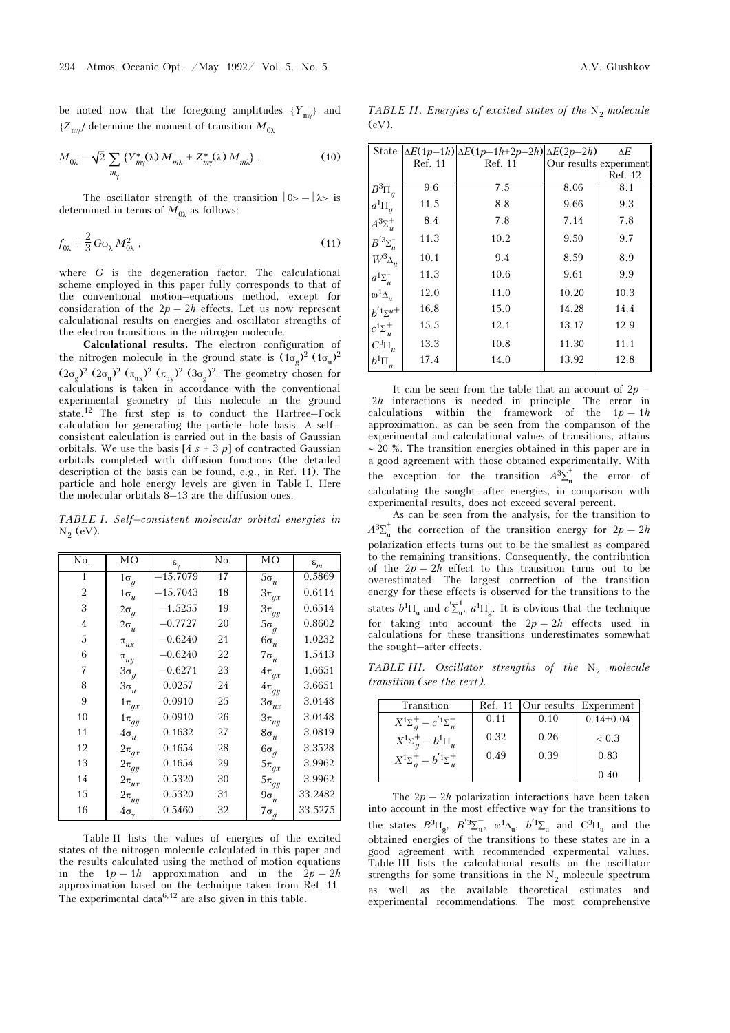be noted now that the foregoing amplitudes $\{Y_{m\gamma}\}$ and $\{Z_{m\gamma}\}$ determine the moment of transition $M_{0\lambda}$

$$M_{0\lambda} = \sqrt{2} \sum_{m_\gamma} \{Y^*_{m\gamma}(\lambda)\, M_{m\lambda} + Z^*_{m\gamma}(\lambda)\, M_{m\lambda}\} . \tag{10}$$

The oscillator strength of the transition $|0> - |\lambda>$ is determined in terms of $M_{0\lambda}$ as follows:

$$f_{0\lambda} = \frac{2}{3} G \omega_\lambda M^2_{0\lambda} , \tag{11}$$

where $G$ is the degeneration factor. The calculational scheme employed in this paper fully corresponds to that of the conventional motion–equations method, except for consideration of the $2p - 2h$ effects. Let us now represent calculational results on energies and oscillator strengths of the electron transitions in the nitrogen molecule.

**Calculational results.** The electron configuration of the nitrogen molecule in the ground state is $(1\sigma_g)^2\,(1\sigma_u)^2\,(2\sigma_g)^2\,(2\sigma_u)^2\,(\pi_{ux})^2\,(\pi_{uy})^2\,(3\sigma_g)^2$. The geometry chosen for calculations is taken in accordance with the conventional experimental geometry of this molecule in the ground state.[12] The first step is to conduct the Hartree–Fock calculation for generating the particle–hole basis. A self–consistent calculation is carried out in the basis of Gaussian orbitals. We use the basis [4 $s$ + 3 $p$] of contracted Gaussian orbitals completed with diffusion functions (the detailed description of the basis can be found, e.g., in Ref. 11). The particle and hole energy levels are given in Table I. Here the molecular orbitals 8–13 are the diffusion ones.

*TABLE I. Self–consistent molecular orbital energies in* $N_2$ *(eV).*

| No. | MO | $\varepsilon_\gamma$ | No. | MO | $\varepsilon_m$ |
|---|---|---|---|---|---|
| 1 | $1\sigma_g$ | −15.7079 | 17 | $5\sigma_u$ | 0.5869 |
| 2 | $1\sigma_u$ | −15.7043 | 18 | $3\pi_{gx}$ | 0.6114 |
| 3 | $2\sigma_g$ | −1.5255 | 19 | $3\pi_{gy}$ | 0.6514 |
| 4 | $2\sigma_u$ | −0.7727 | 20 | $5\sigma_g$ | 0.8602 |
| 5 | $\pi_{ux}$ | −0.6240 | 21 | $6\sigma_u$ | 1.0232 |
| 6 | $\pi_{uy}$ | −0.6240 | 22 | $7\sigma_u$ | 1.5413 |
| 7 | $3\sigma_g$ | −0.6271 | 23 | $4\pi_{gx}$ | 1.6651 |
| 8 | $3\sigma_u$ | 0.0257 | 24 | $4\pi_{gy}$ | 3.6651 |
| 9 | $1\pi_{gx}$ | 0.0910 | 25 | $3\sigma_{ux}$ | 3.0148 |
| 10 | $1\pi_{gy}$ | 0.0910 | 26 | $3\pi_{uy}$ | 3.0148 |
| 11 | $4\sigma_u$ | 0.1632 | 27 | $8\sigma_u$ | 3.0819 |
| 12 | $2\pi_{gx}$ | 0.1654 | 28 | $6\sigma_g$ | 3.3528 |
| 13 | $2\pi_{gy}$ | 0.1654 | 29 | $5\pi_{gx}$ | 3.9962 |
| 14 | $2\pi_{ux}$ | 0.5320 | 30 | $5\pi_{gy}$ | 3.9962 |
| 15 | $2\pi_{uy}$ | 0.5320 | 31 | $9\sigma_u$ | 33.2482 |
| 16 | $4\sigma_\gamma$ | 0.5460 | 32 | $7\sigma_g$ | 33.5275 |

Table II lists the values of energies of the excited states of the nitrogen molecule calculated in this paper and the results calculated using the method of motion equations in the $1p - 1h$ approximation and in the $2p - 2h$ approximation based on the technique taken from Ref. 11. The experimental data[6,12] are also given in this table.

*TABLE II. Energies of excited states of the* $N_2$ *molecule (eV).*

| State | $\Delta E(1p–1h)$ Ref. 11 | $\Delta E(1p–1h+2p–2h)$ Ref. 11 | $\Delta E(2p–2h)$ Our results | $\Delta E$ experiment Ref. 12 |
|---|---|---|---|---|
| $B^3\Pi_g$ | 9.6 | 7.5 | 8.06 | 8.1 |
| $a^1\Pi_g$ | 11.5 | 8.8 | 9.66 | 9.3 |
| $A^3\Sigma^+_u$ | 8.4 | 7.8 | 7.14 | 7.8 |
| $B'^3\Sigma^-_u$ | 11.3 | 10.2 | 9.50 | 9.7 |
| $W^3\Delta_u$ | 10.1 | 9.4 | 8.59 | 8.9 |
| $a'^1\Sigma^-_u$ | 11.3 | 10.6 | 9.61 | 9.9 |
| $\omega^1\Delta_u$ | 12.0 | 11.0 | 10.20 | 10.3 |
| $b'^1\Sigma_u^+$ | 16.8 | 15.0 | 14.28 | 14.4 |
| $c^1\Sigma^+_u$ | 15.5 | 12.1 | 13.17 | 12.9 |
| $C^3\Pi_u$ | 13.3 | 10.8 | 11.30 | 11.1 |
| $b^1\Pi_u$ | 17.4 | 14.0 | 13.92 | 12.8 |

It can be seen from the table that an account of $2p - 2h$ interactions is needed in principle. The error in calculations within the framework of the $1p - 1h$ approximation, as can be seen from the comparison of the experimental and calculational values of transitions, attains ~ 20 %. The transition energies obtained in this paper are in a good agreement with those obtained experimentally. With the exception for the transition $A^3\Sigma^+_u$ the error of calculating the sought–after energies, in comparison with experimental results, does not exceed several percent.

As can be seen from the analysis, for the transition to $A^3\Sigma^+_u$ the correction of the transition energy for $2p - 2h$ polarization effects turns out to be the smallest as compared to the remaining transitions. Consequently, the contribution of the $2p - 2h$ effect to this transition turns out to be overestimated. The largest correction of the transition energy for these effects is observed for the transitions to the states $b^1\Pi_u$ and $c'^1_{}\Sigma_u$, $a^1\Pi_g$. It is obvious that the technique for taking into account the $2p - 2h$ effects used in calculations for these transitions underestimates somewhat the sought–after effects.

*TABLE III. Oscillator strengths of the* $N_2$ *molecule transition (see the text).*

| Transition | Ref. 11 | Our results | Experiment |
|---|---|---|---|
| $X^1\Sigma^+_g - c'^1\Sigma^+_u$ | 0.11 | 0.10 | 0.14±0.04 |
| $X^1\Sigma^+_g - b^1\Pi_u$ | 0.32 | 0.26 | < 0.3 |
| $X^1\Sigma^+_g - b'^1\Sigma^+_u$ | 0.49 | 0.39 | 0.83 |
| | | | 0.40 |

The $2p - 2h$ polarization interactions have been taken into account in the most effective way for the transitions to the states $B^3\Pi_g$, $B'^3\Sigma^-_u$, $\omega^1\Delta_u$, $b'^1\Sigma_u$ and $C^3\Pi_u$ and the obtained energies of the transitions to these states are in a good agreement with recommended expermental values. Table III lists the calculational results on the oscillator strengths for some transitions in the $N_2$ molecule spectrum as well as the available theoretical estimates and experimental recommendations. The most comprehensive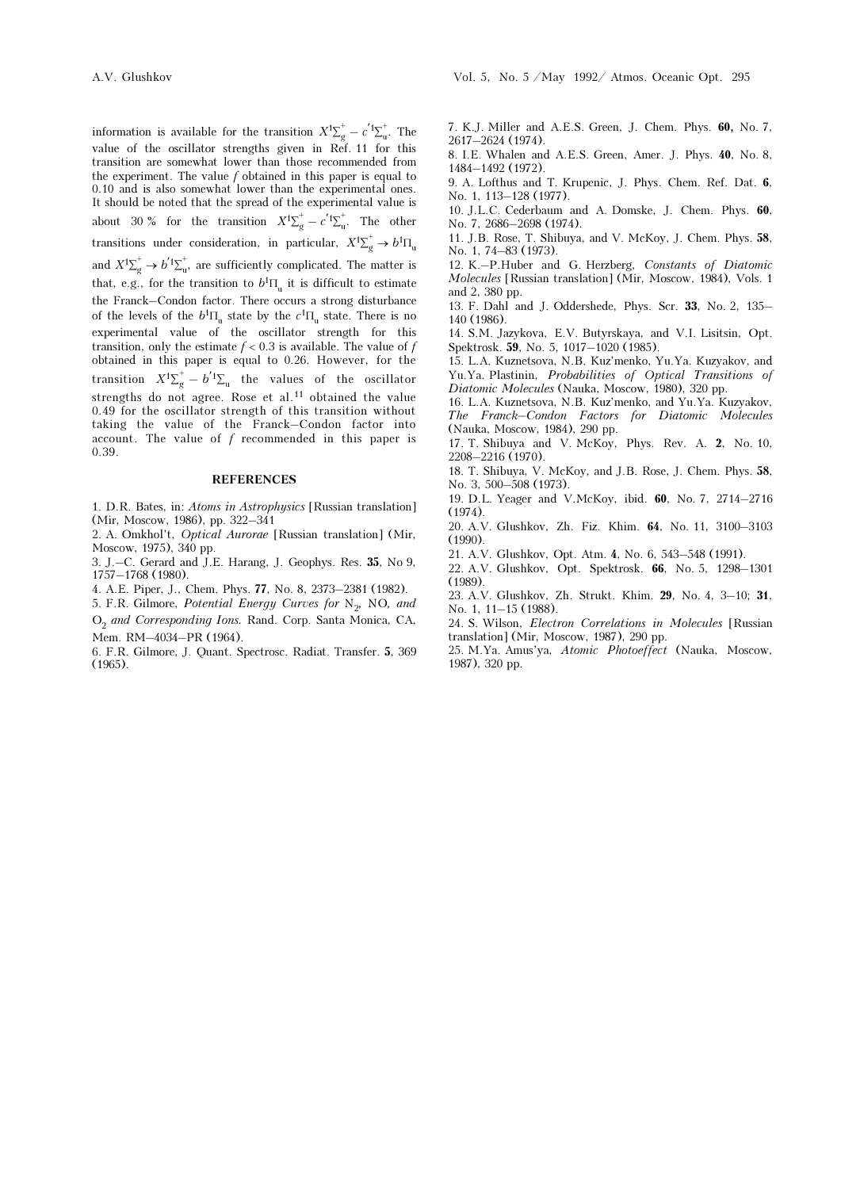information is available for the transition $X^1\Sigma_g^+ - c'^1\Sigma_u^+$. The value of the oscillator strengths given in Ref. 11 for this transition are somewhat lower than those recommended from the experiment. The value $f$ obtained in this paper is equal to 0.10 and is also somewhat lower than the experimental ones. It should be noted that the spread of the experimental value is about 30 % for the transition $X^1\Sigma_g^+ - c'^1\Sigma_u^+$. The other transitions under consideration, in particular, $X^1\Sigma_g^+ \rightarrow b^1\Pi_u$ and $X^1\Sigma_g^+ \rightarrow b'^1\Sigma_u^+$, are sufficiently complicated. The matter is that, e.g., for the transition to $b^1\Pi_u$ it is difficult to estimate the Franck–Condon factor. There occurs a strong disturbance of the levels of the $b^1\Pi_u$ state by the $c^1\Pi_u$ state. There is no experimental value of the oscillator strength for this transition, only the estimate $f < 0.3$ is available. The value of $f$ obtained in this paper is equal to 0.26. However, for the transition $X^1\Sigma_g^+ - b'^1\Sigma_u$ the values of the oscillator strengths do not agree. Rose et al.[11] obtained the value 0.49 for the oscillator strength of this transition without taking the value of the Franck–Condon factor into account. The value of $f$ recommended in this paper is 0.39.

## REFERENCES

1. D.R. Bates, in: *Atoms in Astrophysics* [Russian translation] (Mir, Moscow, 1986), pp. 322–341
2. A. Omkhol't, *Optical Aurorae* [Russian translation] (Mir, Moscow, 1975), 340 pp.
3. J.–C. Gerard and J.E. Harang, J. Geophys. Res. **35**, No 9, 1757–1768 (1980).
4. A.E. Piper, J., Chem. Phys. **77**, No. 8, 2373–2381 (1982).
5. F.R. Gilmore, *Potential Energy Curves for* $N_2$, NO, *and* $O_2$ *and Corresponding Ions*. Rand. Corp. Santa Monica, CA, Mem. RM–4034–PR (1964).
6. F.R. Gilmore, J. Quant. Spectrosc. Radiat. Transfer. **5**, 369 (1965).
7. K.J. Miller and A.E.S. Green, J. Chem. Phys. **60,** No. 7, 2617–2624 (1974).
8. I.E. Whalen and A.E.S. Green, Amer. J. Phys. **40**, No. 8, 1484–1492 (1972).
9. A. Lofthus and T. Krupenic, J. Phys. Chem. Ref. Dat. **6**, No. 1, 113–128 (1977).
10. J.L.C. Cederbaum and A. Domske, J. Chem. Phys. **60**, No. 7, 2686–2698 (1974).
11. J.B. Rose, T. Shibuya, and V. McKoy, J. Chem. Phys. **58**, No. 1, 74–83 (1973).
12. K.–P.Huber and G. Herzberg, *Constants of Diatomic Molecules* [Russian translation] (Mir, Moscow, 1984), Vols. 1 and 2, 380 pp.
13. F. Dahl and J. Oddershede, Phys. Scr. **33**, No. 2, 135–140 (1986).
14. S.M. Jazykova, E.V. Butyrskaya, and V.I. Lisitsin, Opt. Spektrosk. **59**, No. 5, 1017–1020 (1985).
15. L.A. Kuznetsova, N.B. Kuz'menko, Yu.Ya. Kuzyakov, and Yu.Ya. Plastinin, *Probabilities of Optical Transitions of Diatomic Molecules* (Nauka, Moscow, 1980), 320 pp.
16. L.A. Kuznetsova, N.B. Kuz'menko, and Yu.Ya. Kuzyakov, *The Franck–Condon Factors for Diatomic Molecules* (Nauka, Moscow, 1984), 290 pp.
17. T. Shibuya and V. McKoy, Phys. Rev. A. **2**, No. 10, 2208–2216 (1970).
18. T. Shibuya, V. McKoy, and J.B. Rose, J. Chem. Phys. **58**, No. 3, 500–508 (1973).
19. D.L. Yeager and V.McKoy, ibid. **60**, No. 7, 2714–2716 (1974).
20. A.V. Glushkov, Zh. Fiz. Khim. **64**, No. 11, 3100–3103 (1990).
21. A.V. Glushkov, Opt. Atm. **4**, No. 6, 543–548 (1991).
22. A.V. Glushkov, Opt. Spektrosk. **66**, No. 5, 1298–1301 (1989).
23. A.V. Glushkov, Zh. Strukt. Khim. **29**, No. 4, 3–10; **31**, No. 1, 11–15 (1988).
24. S. Wilson, *Electron Correlations in Molecules* [Russian translation] (Mir, Moscow, 1987), 290 pp.
25. M.Ya. Amus'ya, *Atomic Photoeffect* (Nauka, Moscow, 1987), 320 pp.